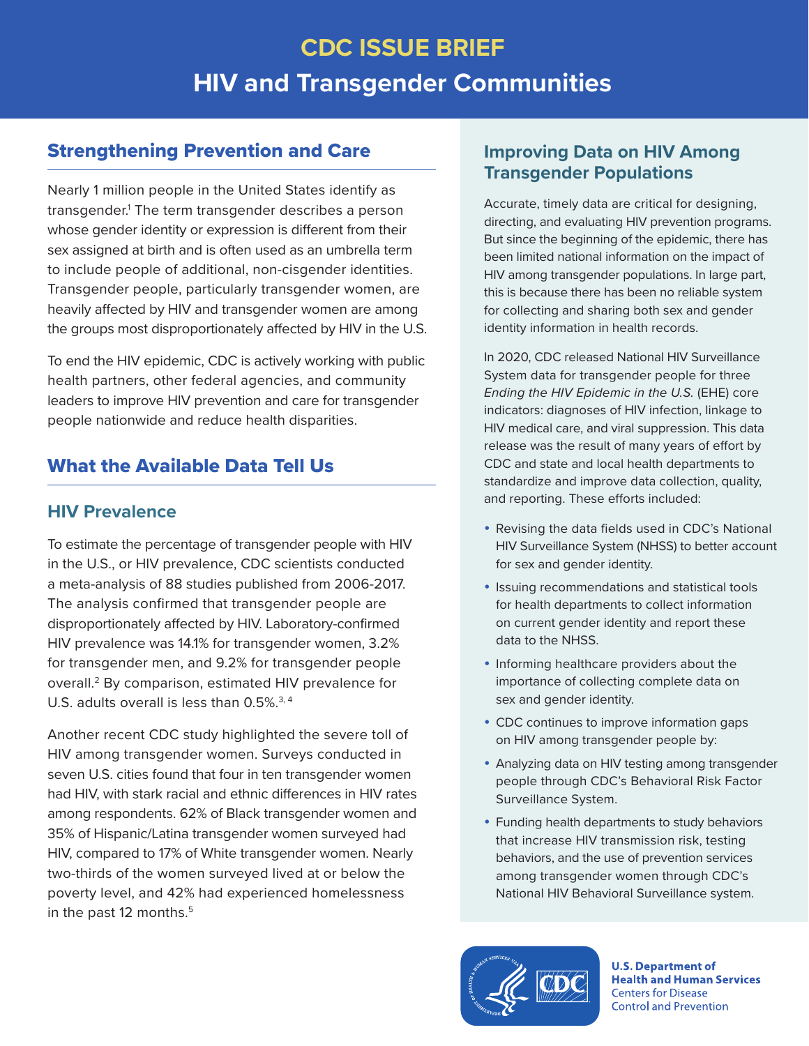# CDC ISSUE BRIEF

# HIV and Transgender Communities

## Strengthening Prevention and Care

Nearly 1 million people in the United States identify as transgender.[1] The term transgender describes a person whose gender identity or expression is different from their sex assigned at birth and is often used as an umbrella term to include people of additional, non-cisgender identities. Transgender people, particularly transgender women, are heavily affected by HIV and transgender women are among the groups most disproportionately affected by HIV in the U.S.

To end the HIV epidemic, CDC is actively working with public health partners, other federal agencies, and community leaders to improve HIV prevention and care for transgender people nationwide and reduce health disparities.

## What the Available Data Tell Us

### HIV Prevalence

To estimate the percentage of transgender people with HIV in the U.S., or HIV prevalence, CDC scientists conducted a meta-analysis of 88 studies published from 2006-2017. The analysis confirmed that transgender people are disproportionately affected by HIV. Laboratory-confirmed HIV prevalence was 14.1% for transgender women, 3.2% for transgender men, and 9.2% for transgender people overall.[2] By comparison, estimated HIV prevalence for U.S. adults overall is less than 0.5%.[3, 4]

Another recent CDC study highlighted the severe toll of HIV among transgender women. Surveys conducted in seven U.S. cities found that four in ten transgender women had HIV, with stark racial and ethnic differences in HIV rates among respondents. 62% of Black transgender women and 35% of Hispanic/Latina transgender women surveyed had HIV, compared to 17% of White transgender women. Nearly two-thirds of the women surveyed lived at or below the poverty level, and 42% had experienced homelessness in the past 12 months.[5]

## Improving Data on HIV Among Transgender Populations

Accurate, timely data are critical for designing, directing, and evaluating HIV prevention programs. But since the beginning of the epidemic, there has been limited national information on the impact of HIV among transgender populations. In large part, this is because there has been no reliable system for collecting and sharing both sex and gender identity information in health records.

In 2020, CDC released National HIV Surveillance System data for transgender people for three *Ending the HIV Epidemic in the U.S.* (EHE) core indicators: diagnoses of HIV infection, linkage to HIV medical care, and viral suppression. This data release was the result of many years of effort by CDC and state and local health departments to standardize and improve data collection, quality, and reporting. These efforts included:

- Revising the data fields used in CDC's National HIV Surveillance System (NHSS) to better account for sex and gender identity.
- Issuing recommendations and statistical tools for health departments to collect information on current gender identity and report these data to the NHSS.
- Informing healthcare providers about the importance of collecting complete data on sex and gender identity.
- CDC continues to improve information gaps on HIV among transgender people by:
- Analyzing data on HIV testing among transgender people through CDC's Behavioral Risk Factor Surveillance System.
- Funding health departments to study behaviors that increase HIV transmission risk, testing behaviors, and the use of prevention services among transgender women through CDC's National HIV Behavioral Surveillance system.

U.S. Department of Health and Human Services
Centers for Disease Control and Prevention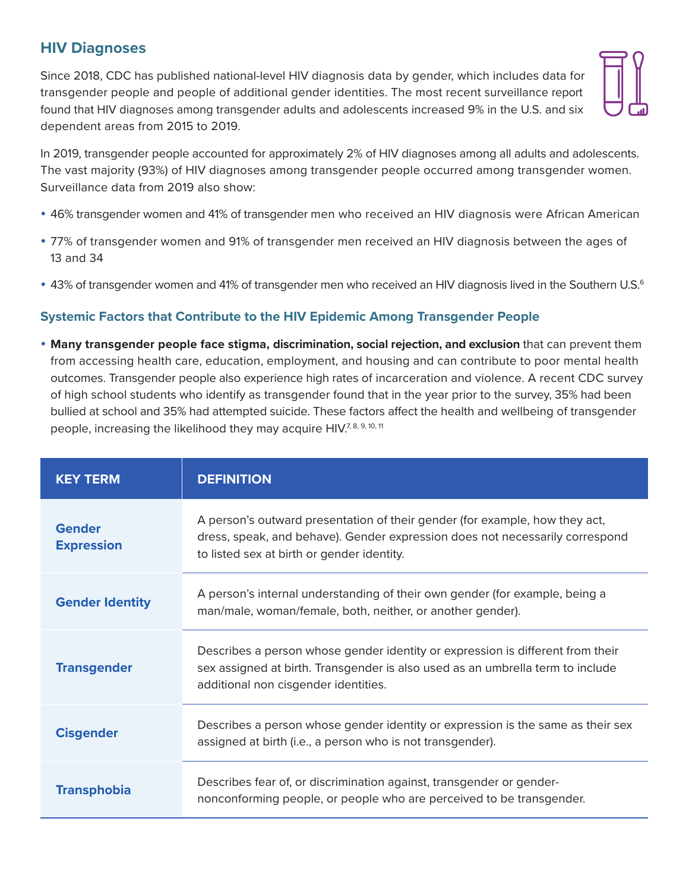## HIV Diagnoses

Since 2018, CDC has published national-level HIV diagnosis data by gender, which includes data for transgender people and people of additional gender identities. The most recent surveillance report found that HIV diagnoses among transgender adults and adolescents increased 9% in the U.S. and six dependent areas from 2015 to 2019.

In 2019, transgender people accounted for approximately 2% of HIV diagnoses among all adults and adolescents. The vast majority (93%) of HIV diagnoses among transgender people occurred among transgender women. Surveillance data from 2019 also show:

- 46% transgender women and 41% of transgender men who received an HIV diagnosis were African American
- 77% of transgender women and 91% of transgender men received an HIV diagnosis between the ages of 13 and 34
- 43% of transgender women and 41% of transgender men who received an HIV diagnosis lived in the Southern U.S.[6]

### Systemic Factors that Contribute to the HIV Epidemic Among Transgender People

- **Many transgender people face stigma, discrimination, social rejection, and exclusion** that can prevent them from accessing health care, education, employment, and housing and can contribute to poor mental health outcomes. Transgender people also experience high rates of incarceration and violence. A recent CDC survey of high school students who identify as transgender found that in the year prior to the survey, 35% had been bullied at school and 35% had attempted suicide. These factors affect the health and wellbeing of transgender people, increasing the likelihood they may acquire HIV.[7, 8, 9, 10, 11]

| KEY TERM | DEFINITION |
| --- | --- |
| **Gender Expression** | A person's outward presentation of their gender (for example, how they act, dress, speak, and behave). Gender expression does not necessarily correspond to listed sex at birth or gender identity. |
| **Gender Identity** | A person's internal understanding of their own gender (for example, being a man/male, woman/female, both, neither, or another gender). |
| **Transgender** | Describes a person whose gender identity or expression is different from their sex assigned at birth. Transgender is also used as an umbrella term to include additional non cisgender identities. |
| **Cisgender** | Describes a person whose gender identity or expression is the same as their sex assigned at birth (i.e., a person who is not transgender). |
| **Transphobia** | Describes fear of, or discrimination against, transgender or gender-nonconforming people, or people who are perceived to be transgender. |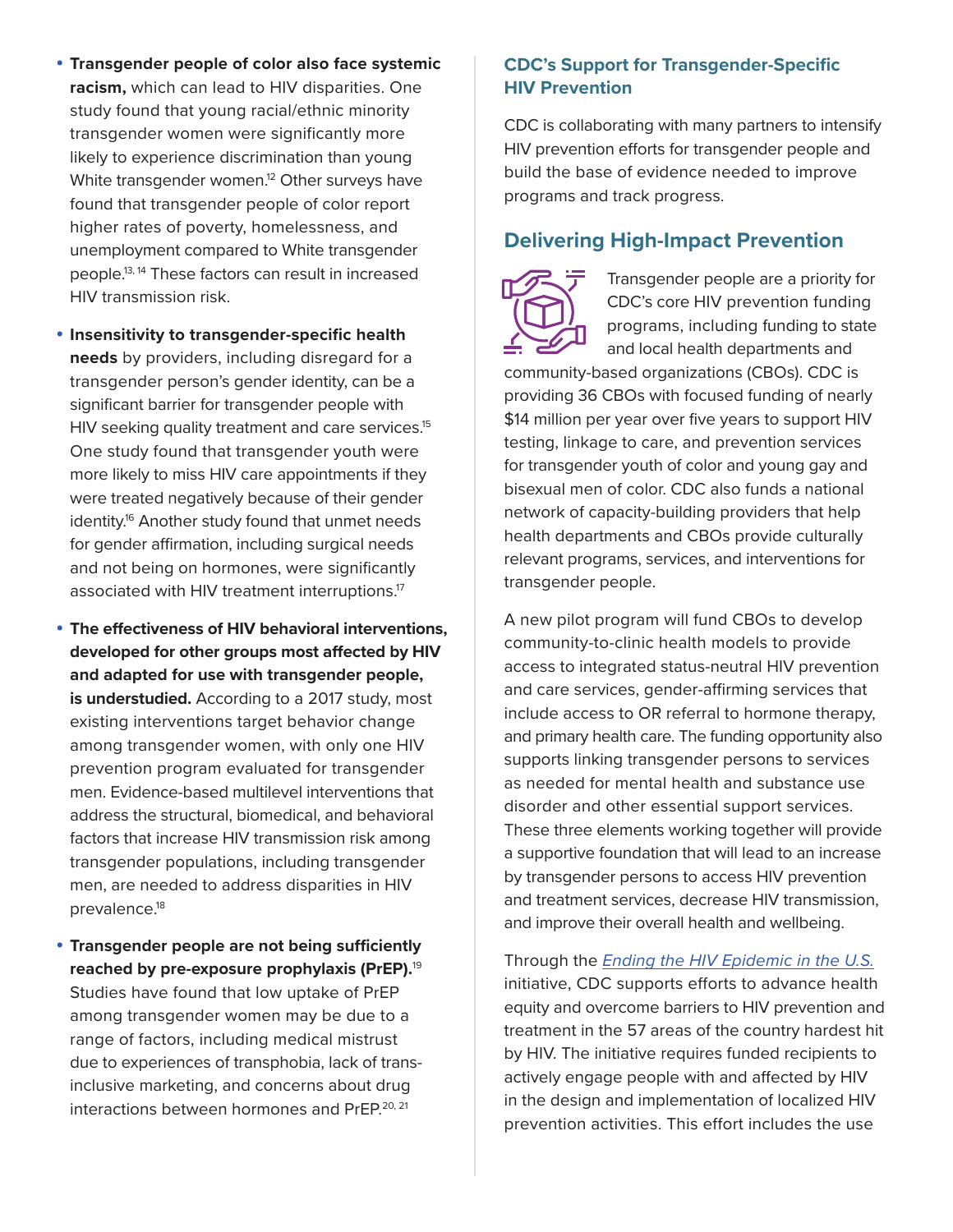- **Transgender people of color also face systemic racism,** which can lead to HIV disparities. One study found that young racial/ethnic minority transgender women were significantly more likely to experience discrimination than young White transgender women.[12] Other surveys have found that transgender people of color report higher rates of poverty, homelessness, and unemployment compared to White transgender people.[13, 14] These factors can result in increased HIV transmission risk.

- **Insensitivity to transgender-specific health needs** by providers, including disregard for a transgender person's gender identity, can be a significant barrier for transgender people with HIV seeking quality treatment and care services.[15] One study found that transgender youth were more likely to miss HIV care appointments if they were treated negatively because of their gender identity.[16] Another study found that unmet needs for gender affirmation, including surgical needs and not being on hormones, were significantly associated with HIV treatment interruptions.[17]

- **The effectiveness of HIV behavioral interventions, developed for other groups most affected by HIV and adapted for use with transgender people, is understudied.** According to a 2017 study, most existing interventions target behavior change among transgender women, with only one HIV prevention program evaluated for transgender men. Evidence-based multilevel interventions that address the structural, biomedical, and behavioral factors that increase HIV transmission risk among transgender populations, including transgender men, are needed to address disparities in HIV prevalence.[18]

- **Transgender people are not being sufficiently reached by pre-exposure prophylaxis (PrEP).**[19] Studies have found that low uptake of PrEP among transgender women may be due to a range of factors, including medical mistrust due to experiences of transphobia, lack of trans-inclusive marketing, and concerns about drug interactions between hormones and PrEP.[20, 21]

### CDC's Support for Transgender-Specific HIV Prevention

CDC is collaborating with many partners to intensify HIV prevention efforts for transgender people and build the base of evidence needed to improve programs and track progress.

## Delivering High-Impact Prevention

Transgender people are a priority for CDC's core HIV prevention funding programs, including funding to state and local health departments and community-based organizations (CBOs). CDC is providing 36 CBOs with focused funding of nearly $14 million per year over five years to support HIV testing, linkage to care, and prevention services for transgender youth of color and young gay and bisexual men of color. CDC also funds a national network of capacity-building providers that help health departments and CBOs provide culturally relevant programs, services, and interventions for transgender people.

A new pilot program will fund CBOs to develop community-to-clinic health models to provide access to integrated status-neutral HIV prevention and care services, gender-affirming services that include access to OR referral to hormone therapy, and primary health care. The funding opportunity also supports linking transgender persons to services as needed for mental health and substance use disorder and other essential support services. These three elements working together will provide a supportive foundation that will lead to an increase by transgender persons to access HIV prevention and treatment services, decrease HIV transmission, and improve their overall health and wellbeing.

Through the *Ending the HIV Epidemic in the U.S.* initiative, CDC supports efforts to advance health equity and overcome barriers to HIV prevention and treatment in the 57 areas of the country hardest hit by HIV. The initiative requires funded recipients to actively engage people with and affected by HIV in the design and implementation of localized HIV prevention activities. This effort includes the use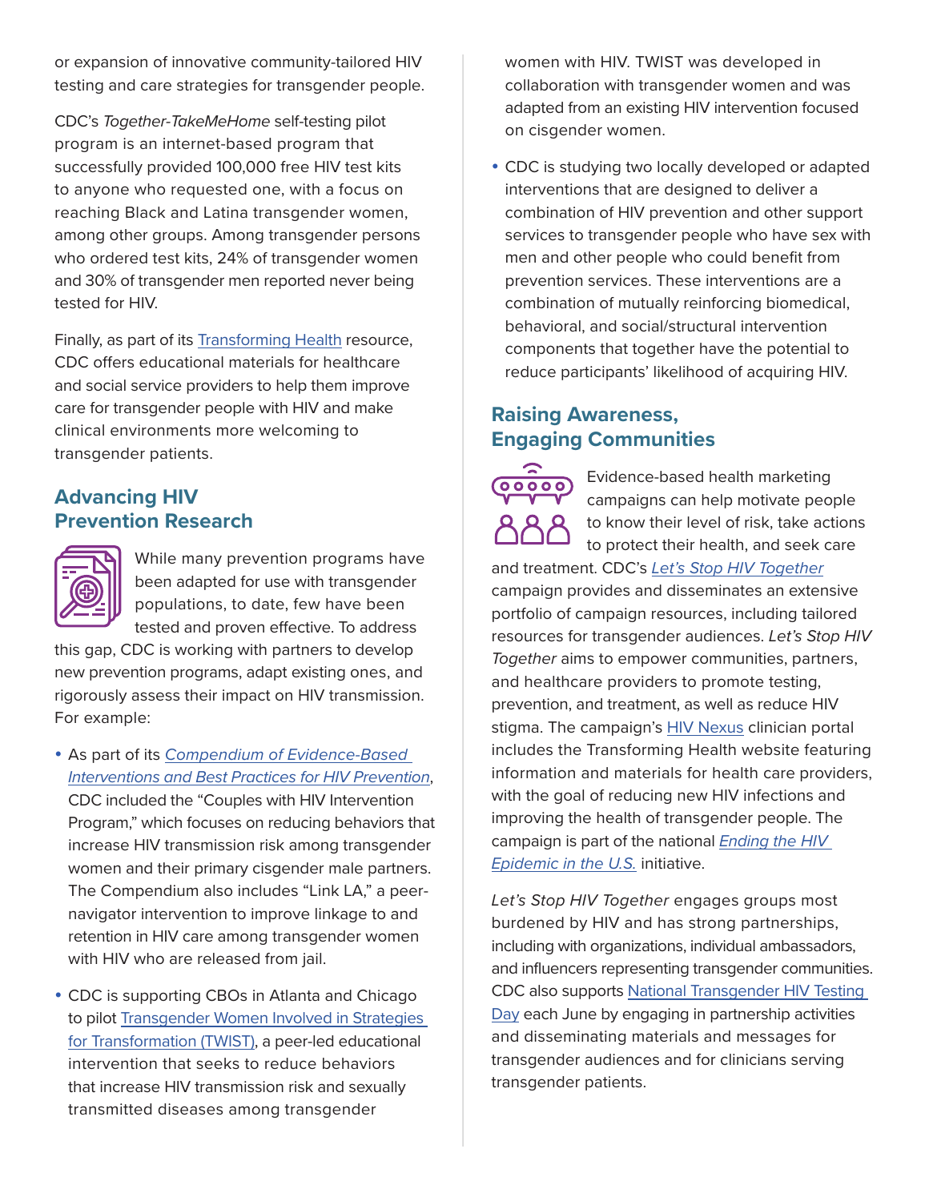or expansion of innovative community-tailored HIV testing and care strategies for transgender people.

CDC's *Together-TakeMeHome* self-testing pilot program is an internet-based program that successfully provided 100,000 free HIV test kits to anyone who requested one, with a focus on reaching Black and Latina transgender women, among other groups. Among transgender persons who ordered test kits, 24% of transgender women and 30% of transgender men reported never being tested for HIV.

Finally, as part of its Transforming Health resource, CDC offers educational materials for healthcare and social service providers to help them improve care for transgender people with HIV and make clinical environments more welcoming to transgender patients.

## Advancing HIV Prevention Research

While many prevention programs have been adapted for use with transgender populations, to date, few have been tested and proven effective. To address this gap, CDC is working with partners to develop new prevention programs, adapt existing ones, and rigorously assess their impact on HIV transmission. For example:

- As part of its *Compendium of Evidence-Based Interventions and Best Practices for HIV Prevention*, CDC included the "Couples with HIV Intervention Program," which focuses on reducing behaviors that increase HIV transmission risk among transgender women and their primary cisgender male partners. The Compendium also includes "Link LA," a peer-navigator intervention to improve linkage to and retention in HIV care among transgender women with HIV who are released from jail.
- CDC is supporting CBOs in Atlanta and Chicago to pilot Transgender Women Involved in Strategies for Transformation (TWIST), a peer-led educational intervention that seeks to reduce behaviors that increase HIV transmission risk and sexually transmitted diseases among transgender women with HIV. TWIST was developed in collaboration with transgender women and was adapted from an existing HIV intervention focused on cisgender women.
- CDC is studying two locally developed or adapted interventions that are designed to deliver a combination of HIV prevention and other support services to transgender people who have sex with men and other people who could benefit from prevention services. These interventions are a combination of mutually reinforcing biomedical, behavioral, and social/structural intervention components that together have the potential to reduce participants' likelihood of acquiring HIV.

## Raising Awareness, Engaging Communities

Evidence-based health marketing campaigns can help motivate people to know their level of risk, take actions to protect their health, and seek care and treatment. CDC's *Let's Stop HIV Together* campaign provides and disseminates an extensive portfolio of campaign resources, including tailored resources for transgender audiences. *Let's Stop HIV Together* aims to empower communities, partners, and healthcare providers to promote testing, prevention, and treatment, as well as reduce HIV stigma. The campaign's HIV Nexus clinician portal includes the Transforming Health website featuring information and materials for health care providers, with the goal of reducing new HIV infections and improving the health of transgender people. The campaign is part of the national *Ending the HIV Epidemic in the U.S.* initiative.

*Let's Stop HIV Together* engages groups most burdened by HIV and has strong partnerships, including with organizations, individual ambassadors, and influencers representing transgender communities. CDC also supports National Transgender HIV Testing Day each June by engaging in partnership activities and disseminating materials and messages for transgender audiences and for clinicians serving transgender patients.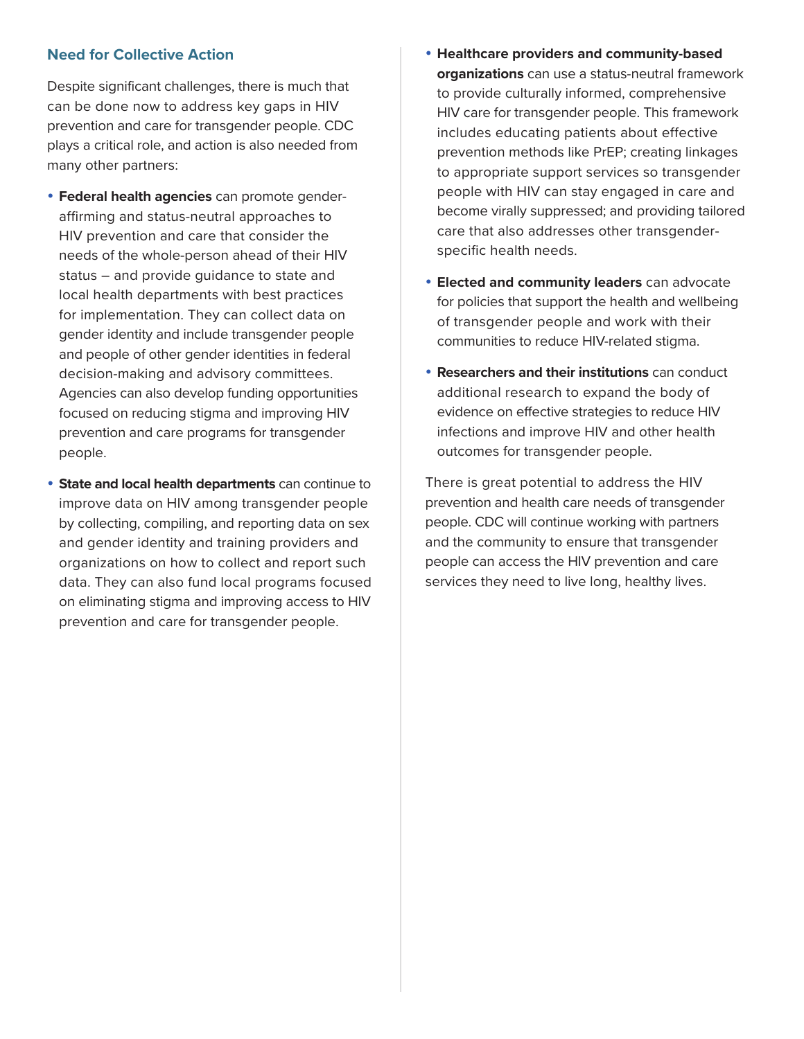## Need for Collective Action

Despite significant challenges, there is much that can be done now to address key gaps in HIV prevention and care for transgender people. CDC plays a critical role, and action is also needed from many other partners:

- **Federal health agencies** can promote gender-affirming and status-neutral approaches to HIV prevention and care that consider the needs of the whole-person ahead of their HIV status – and provide guidance to state and local health departments with best practices for implementation. They can collect data on gender identity and include transgender people and people of other gender identities in federal decision-making and advisory committees. Agencies can also develop funding opportunities focused on reducing stigma and improving HIV prevention and care programs for transgender people.
- **State and local health departments** can continue to improve data on HIV among transgender people by collecting, compiling, and reporting data on sex and gender identity and training providers and organizations on how to collect and report such data. They can also fund local programs focused on eliminating stigma and improving access to HIV prevention and care for transgender people.
- **Healthcare providers and community-based organizations** can use a status-neutral framework to provide culturally informed, comprehensive HIV care for transgender people. This framework includes educating patients about effective prevention methods like PrEP; creating linkages to appropriate support services so transgender people with HIV can stay engaged in care and become virally suppressed; and providing tailored care that also addresses other transgender-specific health needs.
- **Elected and community leaders** can advocate for policies that support the health and wellbeing of transgender people and work with their communities to reduce HIV-related stigma.
- **Researchers and their institutions** can conduct additional research to expand the body of evidence on effective strategies to reduce HIV infections and improve HIV and other health outcomes for transgender people.

There is great potential to address the HIV prevention and health care needs of transgender people. CDC will continue working with partners and the community to ensure that transgender people can access the HIV prevention and care services they need to live long, healthy lives.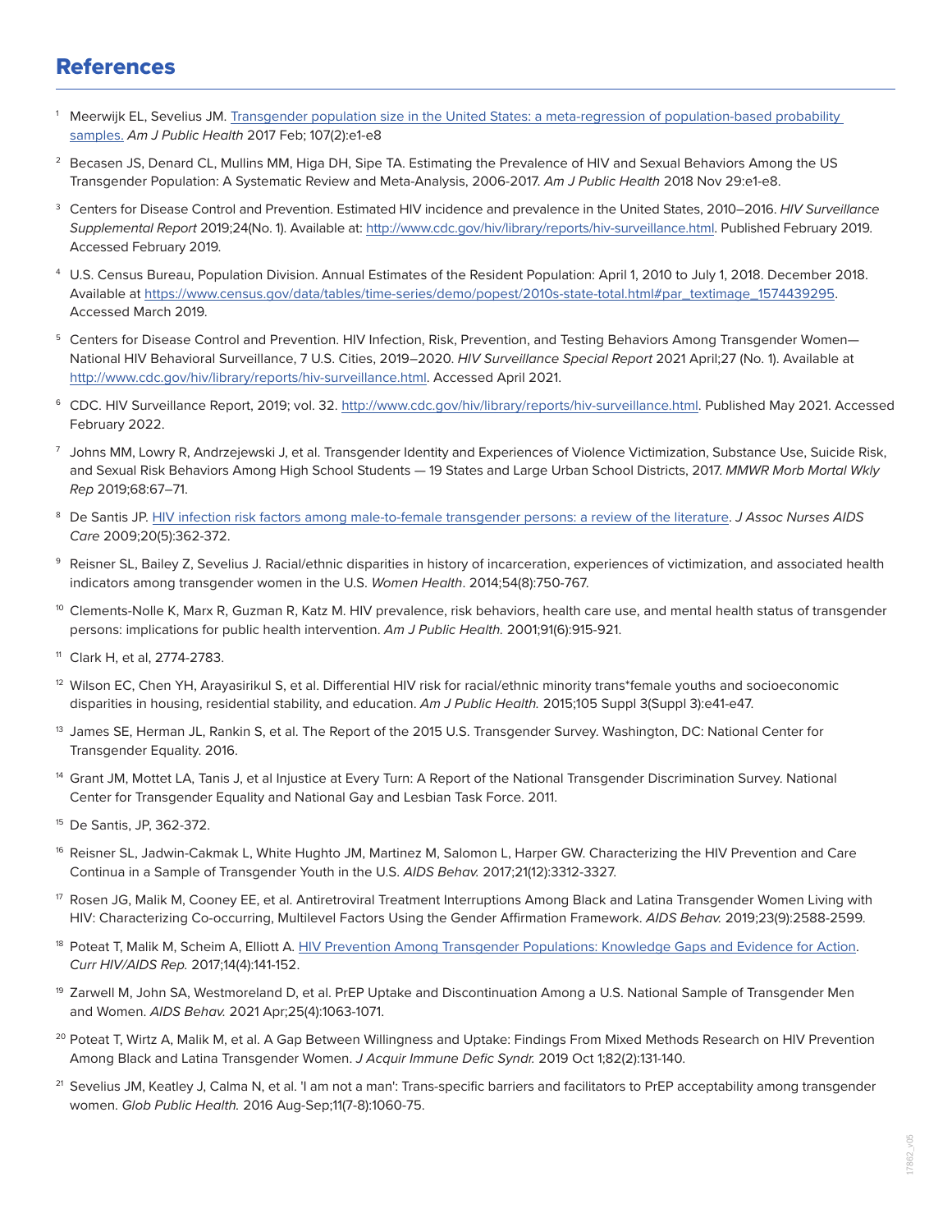## References

1. Meerwijk EL, Sevelius JM. Transgender population size in the United States: a meta-regression of population-based probability samples. *Am J Public Health* 2017 Feb; 107(2):e1-e8
2. Becasen JS, Denard CL, Mullins MM, Higa DH, Sipe TA. Estimating the Prevalence of HIV and Sexual Behaviors Among the US Transgender Population: A Systematic Review and Meta-Analysis, 2006-2017. *Am J Public Health* 2018 Nov 29:e1-e8.
3. Centers for Disease Control and Prevention. Estimated HIV incidence and prevalence in the United States, 2010–2016. *HIV Surveillance Supplemental Report* 2019;24(No. 1). Available at: http://www.cdc.gov/hiv/library/reports/hiv-surveillance.html. Published February 2019. Accessed February 2019.
4. U.S. Census Bureau, Population Division. Annual Estimates of the Resident Population: April 1, 2010 to July 1, 2018. December 2018. Available at https://www.census.gov/data/tables/time-series/demo/popest/2010s-state-total.html#par_textimage_1574439295. Accessed March 2019.
5. Centers for Disease Control and Prevention. HIV Infection, Risk, Prevention, and Testing Behaviors Among Transgender Women—National HIV Behavioral Surveillance, 7 U.S. Cities, 2019–2020. *HIV Surveillance Special Report* 2021 April;27 (No. 1). Available at http://www.cdc.gov/hiv/library/reports/hiv-surveillance.html. Accessed April 2021.
6. CDC. HIV Surveillance Report, 2019; vol. 32. http://www.cdc.gov/hiv/library/reports/hiv-surveillance.html. Published May 2021. Accessed February 2022.
7. Johns MM, Lowry R, Andrzejewski J, et al. Transgender Identity and Experiences of Violence Victimization, Substance Use, Suicide Risk, and Sexual Risk Behaviors Among High School Students — 19 States and Large Urban School Districts, 2017. *MMWR Morb Mortal Wkly Rep* 2019;68:67–71.
8. De Santis JP. HIV infection risk factors among male-to-female transgender persons: a review of the literature. *J Assoc Nurses AIDS Care* 2009;20(5):362-372.
9. Reisner SL, Bailey Z, Sevelius J. Racial/ethnic disparities in history of incarceration, experiences of victimization, and associated health indicators among transgender women in the U.S. *Women Health*. 2014;54(8):750-767.
10. Clements-Nolle K, Marx R, Guzman R, Katz M. HIV prevalence, risk behaviors, health care use, and mental health status of transgender persons: implications for public health intervention. *Am J Public Health.* 2001;91(6):915-921.
11. Clark H, et al, 2774-2783.
12. Wilson EC, Chen YH, Arayasirikul S, et al. Differential HIV risk for racial/ethnic minority trans*female youths and socioeconomic disparities in housing, residential stability, and education. *Am J Public Health.* 2015;105 Suppl 3(Suppl 3):e41-e47.
13. James SE, Herman JL, Rankin S, et al. The Report of the 2015 U.S. Transgender Survey. Washington, DC: National Center for Transgender Equality. 2016.
14. Grant JM, Mottet LA, Tanis J, et al Injustice at Every Turn: A Report of the National Transgender Discrimination Survey. National Center for Transgender Equality and National Gay and Lesbian Task Force. 2011.
15. De Santis, JP, 362-372.
16. Reisner SL, Jadwin-Cakmak L, White Hughto JM, Martinez M, Salomon L, Harper GW. Characterizing the HIV Prevention and Care Continua in a Sample of Transgender Youth in the U.S. *AIDS Behav.* 2017;21(12):3312-3327.
17. Rosen JG, Malik M, Cooney EE, et al. Antiretroviral Treatment Interruptions Among Black and Latina Transgender Women Living with HIV: Characterizing Co-occurring, Multilevel Factors Using the Gender Affirmation Framework. *AIDS Behav.* 2019;23(9):2588-2599.
18. Poteat T, Malik M, Scheim A, Elliott A. HIV Prevention Among Transgender Populations: Knowledge Gaps and Evidence for Action. *Curr HIV/AIDS Rep.* 2017;14(4):141-152.
19. Zarwell M, John SA, Westmoreland D, et al. PrEP Uptake and Discontinuation Among a U.S. National Sample of Transgender Men and Women. *AIDS Behav.* 2021 Apr;25(4):1063-1071.
20. Poteat T, Wirtz A, Malik M, et al. A Gap Between Willingness and Uptake: Findings From Mixed Methods Research on HIV Prevention Among Black and Latina Transgender Women. *J Acquir Immune Defic Syndr.* 2019 Oct 1;82(2):131-140.
21. Sevelius JM, Keatley J, Calma N, et al. 'I am not a man': Trans-specific barriers and facilitators to PrEP acceptability among transgender women. *Glob Public Health.* 2016 Aug-Sep;11(7-8):1060-75.